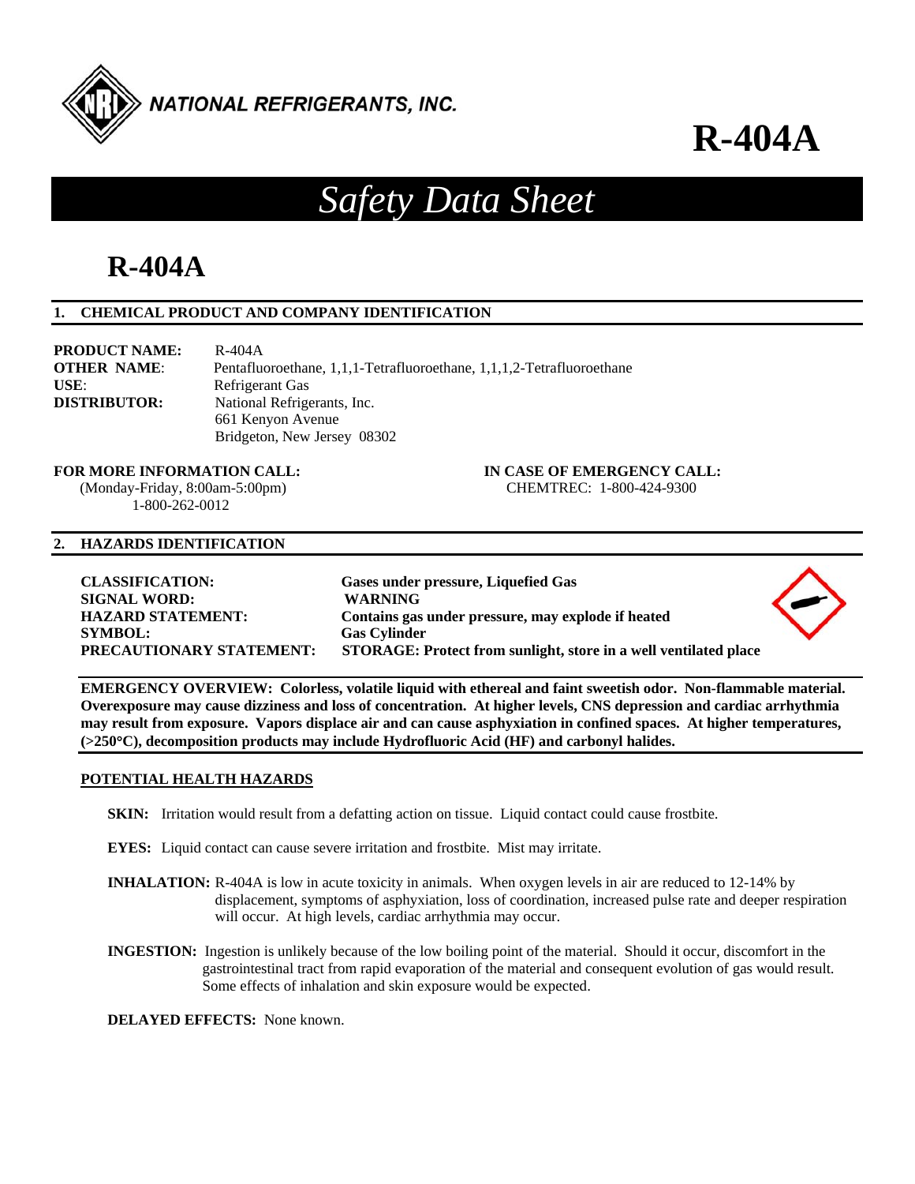NATIONAL REFRIGERANTS, INC.

# R-404A

# *Safety Data Sheet*

# R-404A

## 1. CHEMICAL PRODUCT AND COMPANY IDENTIFICATION

**PRODUCT NAME:** R-404A
**OTHER NAME**: Pentafluoroethane, 1,1,1-Tetrafluoroethane, 1,1,1,2-Tetrafluoroethane
**USE**: Refrigerant Gas
**DISTRIBUTOR:** National Refrigerants, Inc.
661 Kenyon Avenue
Bridgeton, New Jersey 08302

**FOR MORE INFORMATION CALL:**
(Monday-Friday, 8:00am-5:00pm)
1-800-262-0012

**IN CASE OF EMERGENCY CALL:**
CHEMTREC: 1-800-424-9300

## 2. HAZARDS IDENTIFICATION

**CLASSIFICATION:** **Gases under pressure, Liquefied Gas**
**SIGNAL WORD:** **WARNING**
**HAZARD STATEMENT:** **Contains gas under pressure, may explode if heated**
**SYMBOL:** **Gas Cylinder**
**PRECAUTIONARY STATEMENT:** **STORAGE: Protect from sunlight, store in a well ventilated place**

**EMERGENCY OVERVIEW: Colorless, volatile liquid with ethereal and faint sweetish odor. Non-flammable material. Overexposure may cause dizziness and loss of concentration. At higher levels, CNS depression and cardiac arrhythmia may result from exposure. Vapors displace air and can cause asphyxiation in confined spaces. At higher temperatures, (>250°C), decomposition products may include Hydrofluoric Acid (HF) and carbonyl halides.**

**POTENTIAL HEALTH HAZARDS**

**SKIN:** Irritation would result from a defatting action on tissue. Liquid contact could cause frostbite.

**EYES:** Liquid contact can cause severe irritation and frostbite. Mist may irritate.

**INHALATION:** R-404A is low in acute toxicity in animals. When oxygen levels in air are reduced to 12-14% by displacement, symptoms of asphyxiation, loss of coordination, increased pulse rate and deeper respiration will occur. At high levels, cardiac arrhythmia may occur.

**INGESTION:** Ingestion is unlikely because of the low boiling point of the material. Should it occur, discomfort in the gastrointestinal tract from rapid evaporation of the material and consequent evolution of gas would result. Some effects of inhalation and skin exposure would be expected.

**DELAYED EFFECTS:** None known.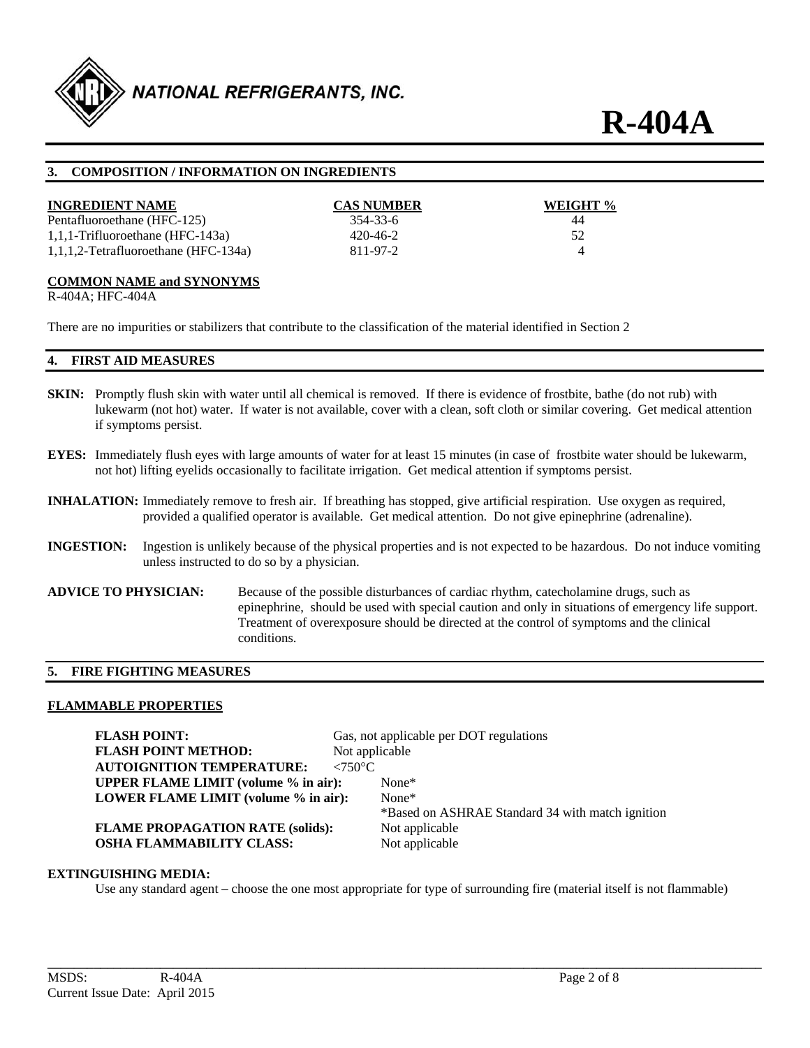## 3. COMPOSITION / INFORMATION ON INGREDIENTS

| INGREDIENT NAME | CAS NUMBER | WEIGHT % |
|---|---|---|
| Pentafluoroethane (HFC-125) | 354-33-6 | 44 |
| 1,1,1-Trifluoroethane (HFC-143a) | 420-46-2 | 52 |
| 1,1,1,2-Tetrafluoroethane (HFC-134a) | 811-97-2 | 4 |

**COMMON NAME and SYNONYMS**

R-404A; HFC-404A

There are no impurities or stabilizers that contribute to the classification of the material identified in Section 2

## 4. FIRST AID MEASURES

**SKIN:** Promptly flush skin with water until all chemical is removed. If there is evidence of frostbite, bathe (do not rub) with lukewarm (not hot) water. If water is not available, cover with a clean, soft cloth or similar covering. Get medical attention if symptoms persist.

**EYES:** Immediately flush eyes with large amounts of water for at least 15 minutes (in case of frostbite water should be lukewarm, not hot) lifting eyelids occasionally to facilitate irrigation. Get medical attention if symptoms persist.

**INHALATION:** Immediately remove to fresh air. If breathing has stopped, give artificial respiration. Use oxygen as required, provided a qualified operator is available. Get medical attention. Do not give epinephrine (adrenaline).

**INGESTION:** Ingestion is unlikely because of the physical properties and is not expected to be hazardous. Do not induce vomiting unless instructed to do so by a physician.

**ADVICE TO PHYSICIAN:** Because of the possible disturbances of cardiac rhythm, catecholamine drugs, such as epinephrine, should be used with special caution and only in situations of emergency life support. Treatment of overexposure should be directed at the control of symptoms and the clinical conditions.

## 5. FIRE FIGHTING MEASURES

**FLAMMABLE PROPERTIES**

| | |
|---|---|
| **FLASH POINT:** | Gas, not applicable per DOT regulations |
| **FLASH POINT METHOD:** | Not applicable |
| **AUTOIGNITION TEMPERATURE:** | <750°C |
| **UPPER FLAME LIMIT (volume % in air):** | None* |
| **LOWER FLAME LIMIT (volume % in air):** | None* |
| | *Based on ASHRAE Standard 34 with match ignition |
| **FLAME PROPAGATION RATE (solids):** | Not applicable |
| **OSHA FLAMMABILITY CLASS:** | Not applicable |

**EXTINGUISHING MEDIA:**

Use any standard agent – choose the one most appropriate for type of surrounding fire (material itself is not flammable)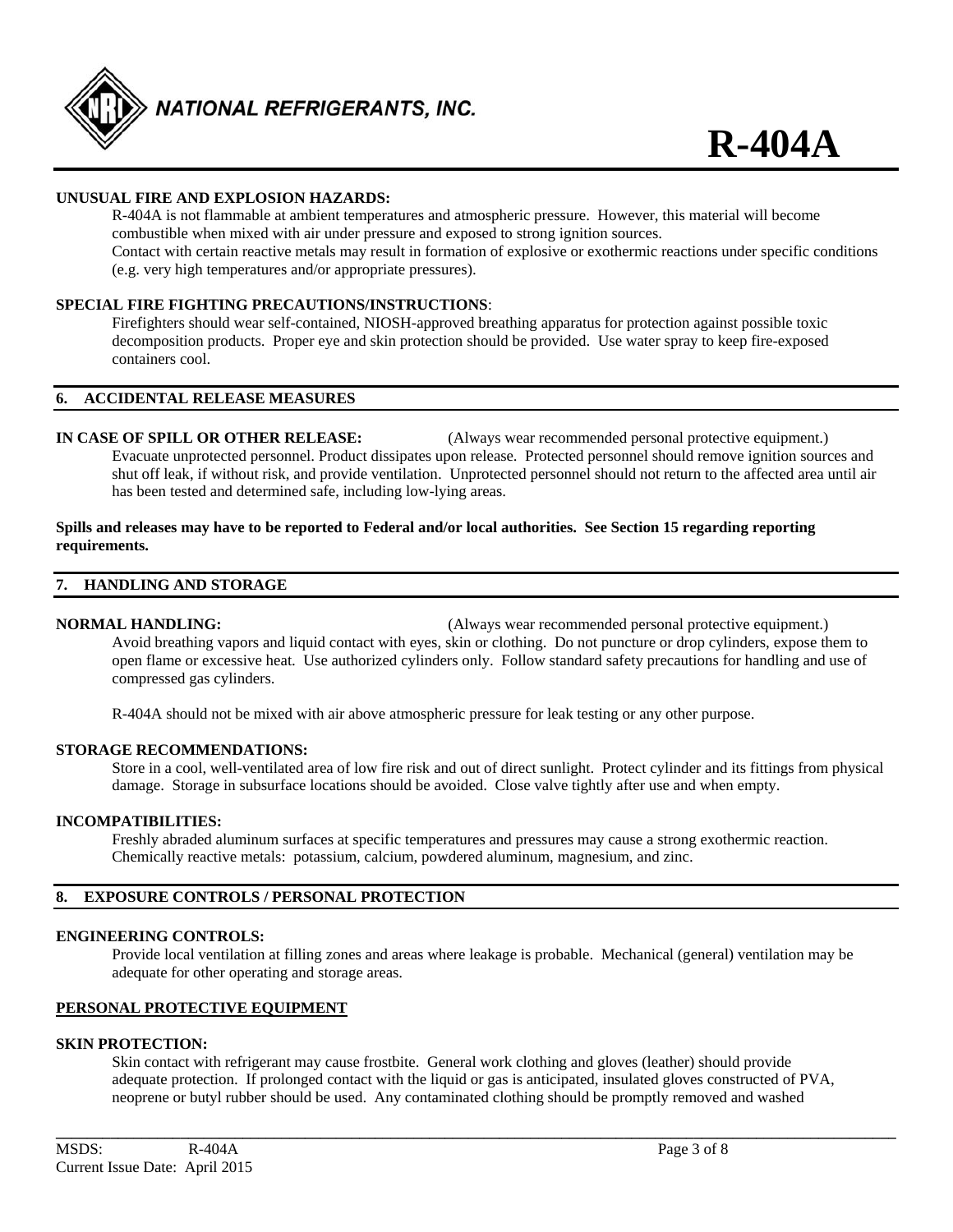**UNUSUAL FIRE AND EXPLOSION HAZARDS:**

R-404A is not flammable at ambient temperatures and atmospheric pressure. However, this material will become combustible when mixed with air under pressure and exposed to strong ignition sources.
Contact with certain reactive metals may result in formation of explosive or exothermic reactions under specific conditions (e.g. very high temperatures and/or appropriate pressures).

**SPECIAL FIRE FIGHTING PRECAUTIONS/INSTRUCTIONS**:

Firefighters should wear self-contained, NIOSH-approved breathing apparatus for protection against possible toxic decomposition products. Proper eye and skin protection should be provided. Use water spray to keep fire-exposed containers cool.

## 6. ACCIDENTAL RELEASE MEASURES

**IN CASE OF SPILL OR OTHER RELEASE:** (Always wear recommended personal protective equipment.)

Evacuate unprotected personnel. Product dissipates upon release. Protected personnel should remove ignition sources and shut off leak, if without risk, and provide ventilation. Unprotected personnel should not return to the affected area until air has been tested and determined safe, including low-lying areas.

**Spills and releases may have to be reported to Federal and/or local authorities. See Section 15 regarding reporting requirements.**

## 7. HANDLING AND STORAGE

**NORMAL HANDLING:** (Always wear recommended personal protective equipment.)

Avoid breathing vapors and liquid contact with eyes, skin or clothing. Do not puncture or drop cylinders, expose them to open flame or excessive heat. Use authorized cylinders only. Follow standard safety precautions for handling and use of compressed gas cylinders.

R-404A should not be mixed with air above atmospheric pressure for leak testing or any other purpose.

**STORAGE RECOMMENDATIONS:**

Store in a cool, well-ventilated area of low fire risk and out of direct sunlight. Protect cylinder and its fittings from physical damage. Storage in subsurface locations should be avoided. Close valve tightly after use and when empty.

**INCOMPATIBILITIES:**

Freshly abraded aluminum surfaces at specific temperatures and pressures may cause a strong exothermic reaction. Chemically reactive metals: potassium, calcium, powdered aluminum, magnesium, and zinc.

## 8. EXPOSURE CONTROLS / PERSONAL PROTECTION

**ENGINEERING CONTROLS:**

Provide local ventilation at filling zones and areas where leakage is probable. Mechanical (general) ventilation may be adequate for other operating and storage areas.

**PERSONAL PROTECTIVE EQUIPMENT**

**SKIN PROTECTION:**

Skin contact with refrigerant may cause frostbite. General work clothing and gloves (leather) should provide adequate protection. If prolonged contact with the liquid or gas is anticipated, insulated gloves constructed of PVA, neoprene or butyl rubber should be used. Any contaminated clothing should be promptly removed and washed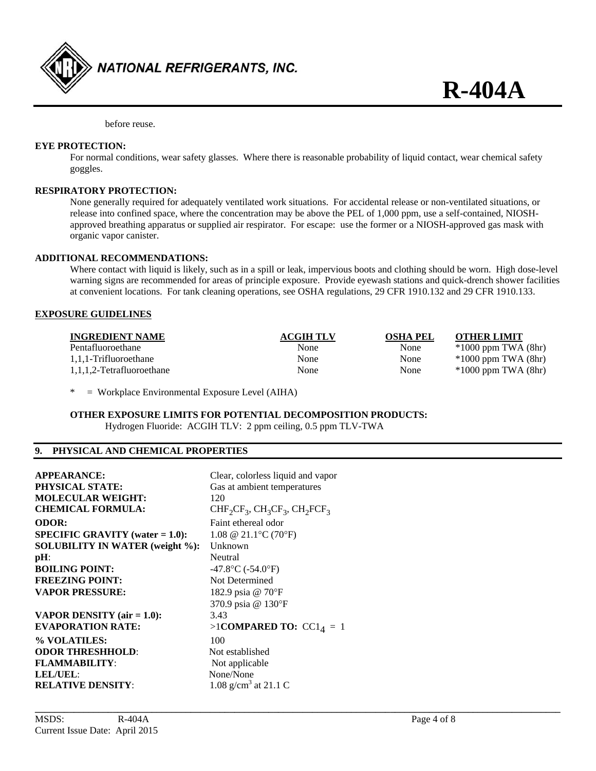before reuse.

**EYE PROTECTION:**

For normal conditions, wear safety glasses. Where there is reasonable probability of liquid contact, wear chemical safety goggles.

**RESPIRATORY PROTECTION:**

None generally required for adequately ventilated work situations. For accidental release or non-ventilated situations, or release into confined space, where the concentration may be above the PEL of 1,000 ppm, use a self-contained, NIOSH-approved breathing apparatus or supplied air respirator. For escape: use the former or a NIOSH-approved gas mask with organic vapor canister.

**ADDITIONAL RECOMMENDATIONS:**

Where contact with liquid is likely, such as in a spill or leak, impervious boots and clothing should be worn. High dose-level warning signs are recommended for areas of principle exposure. Provide eyewash stations and quick-drench shower facilities at convenient locations. For tank cleaning operations, see OSHA regulations, 29 CFR 1910.132 and 29 CFR 1910.133.

**EXPOSURE GUIDELINES**

| INGREDIENT NAME | ACGIH TLV | OSHA PEL | OTHER LIMIT |
|---|---|---|---|
| Pentafluoroethane | None | None | *1000 ppm TWA (8hr) |
| 1,1,1-Trifluoroethane | None | None | *1000 ppm TWA (8hr) |
| 1,1,1,2-Tetrafluoroethane | None | None | *1000 ppm TWA (8hr) |

\* = Workplace Environmental Exposure Level (AIHA)

**OTHER EXPOSURE LIMITS FOR POTENTIAL DECOMPOSITION PRODUCTS:**

Hydrogen Fluoride: ACGIH TLV: 2 ppm ceiling, 0.5 ppm TLV-TWA

## 9. PHYSICAL AND CHEMICAL PROPERTIES

| | |
|---|---|
| **APPEARANCE:** | Clear, colorless liquid and vapor |
| **PHYSICAL STATE:** | Gas at ambient temperatures |
| **MOLECULAR WEIGHT:** | 120 |
| **CHEMICAL FORMULA:** | $CHF_2CF_3$, $CH_3CF_3$, $CH_2FCF_3$ |
| **ODOR:** | Faint ethereal odor |
| **SPECIFIC GRAVITY (water = 1.0):** | 1.08 @ 21.1°C (70°F) |
| **SOLUBILITY IN WATER (weight %):** | Unknown |
| **pH**: | Neutral |
| **BOILING POINT:** | -47.8°C (-54.0°F) |
| **FREEZING POINT:** | Not Determined |
| **VAPOR PRESSURE:** | 182.9 psia @ 70°F<br>370.9 psia @ 130°F |
| **VAPOR DENSITY (air = 1.0):** | 3.43 |
| **EVAPORATION RATE:** | >1 **COMPARED TO:** $CCl_4$ = 1 |
| **% VOLATILES:** | 100 |
| **ODOR THRESHHOLD**: | Not established |
| **FLAMMABILITY**: | Not applicable |
| **LEL/UEL**: | None/None |
| **RELATIVE DENSITY**: | 1.08 g/cm$^3$ at 21.1 C |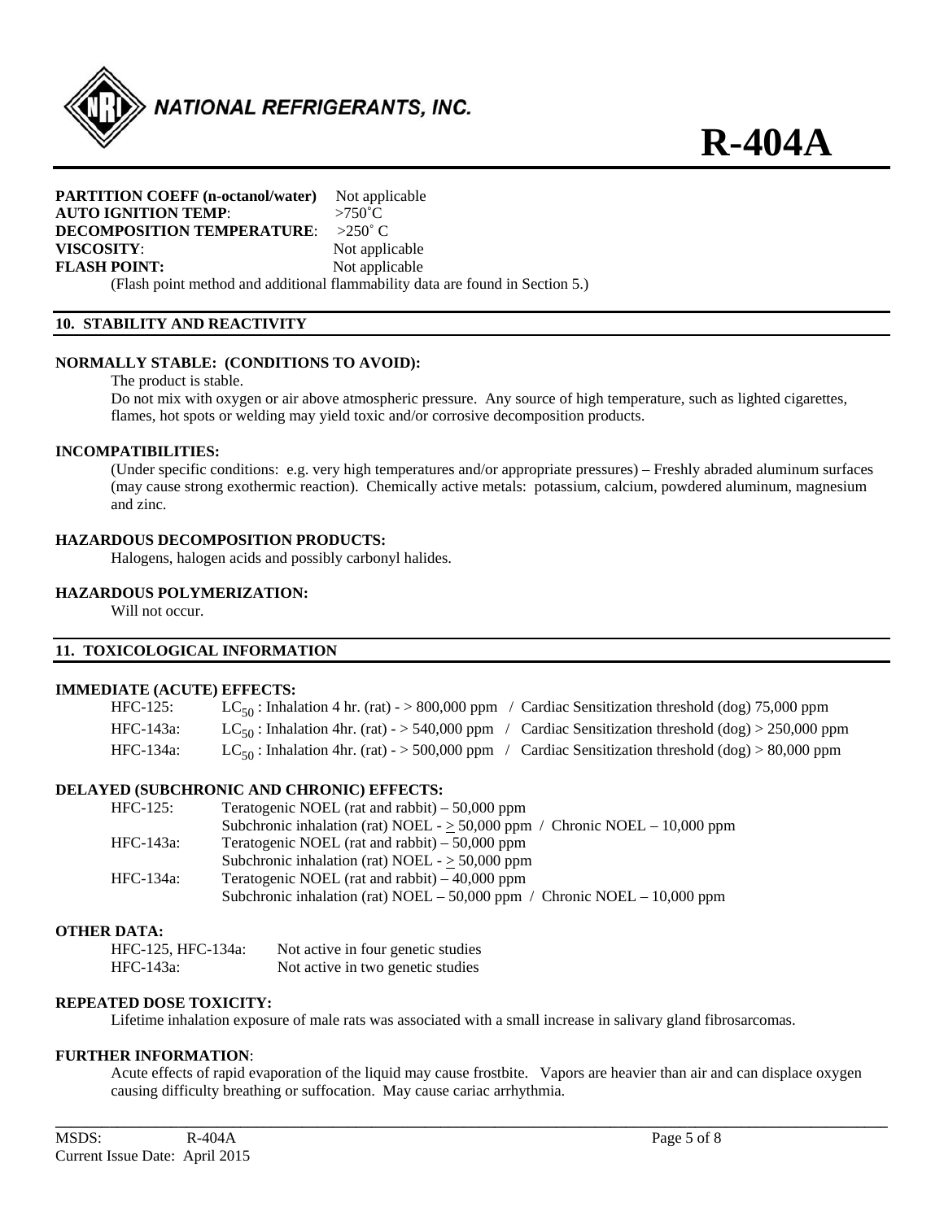**PARTITION COEFF (n-octanol/water)** Not applicable
**AUTO IGNITION TEMP**: >750˚C
**DECOMPOSITION TEMPERATURE**: >250˚ C
**VISCOSITY**: Not applicable
**FLASH POINT:** Not applicable

(Flash point method and additional flammability data are found in Section 5.)

## 10. STABILITY AND REACTIVITY

**NORMALLY STABLE: (CONDITIONS TO AVOID):**

The product is stable.

Do not mix with oxygen or air above atmospheric pressure. Any source of high temperature, such as lighted cigarettes, flames, hot spots or welding may yield toxic and/or corrosive decomposition products.

**INCOMPATIBILITIES:**

(Under specific conditions: e.g. very high temperatures and/or appropriate pressures) – Freshly abraded aluminum surfaces (may cause strong exothermic reaction). Chemically active metals: potassium, calcium, powdered aluminum, magnesium and zinc.

**HAZARDOUS DECOMPOSITION PRODUCTS:**

Halogens, halogen acids and possibly carbonyl halides.

**HAZARDOUS POLYMERIZATION:**

Will not occur.

## 11. TOXICOLOGICAL INFORMATION

**IMMEDIATE (ACUTE) EFFECTS:**

| | | |
|---|---|---|
| HFC-125: | $LC_{50}$ : Inhalation 4 hr. (rat) - > 800,000 ppm | Cardiac Sensitization threshold (dog) 75,000 ppm |
| HFC-143a: | $LC_{50}$ : Inhalation 4hr. (rat) - > 540,000 ppm | Cardiac Sensitization threshold (dog) > 250,000 ppm |
| HFC-134a: | $LC_{50}$ : Inhalation 4hr. (rat) - > 500,000 ppm | Cardiac Sensitization threshold (dog) > 80,000 ppm |

**DELAYED (SUBCHRONIC AND CHRONIC) EFFECTS:**

| | |
|---|---|
| HFC-125: | Teratogenic NOEL (rat and rabbit) – 50,000 ppm |
| | Subchronic inhalation (rat) NOEL - ≥ 50,000 ppm / Chronic NOEL – 10,000 ppm |
| HFC-143a: | Teratogenic NOEL (rat and rabbit) – 50,000 ppm |
| | Subchronic inhalation (rat) NOEL - ≥ 50,000 ppm |
| HFC-134a: | Teratogenic NOEL (rat and rabbit) – 40,000 ppm |
| | Subchronic inhalation (rat) NOEL – 50,000 ppm / Chronic NOEL – 10,000 ppm |

**OTHER DATA:**

| | |
|---|---|
| HFC-125, HFC-134a: | Not active in four genetic studies |
| HFC-143a: | Not active in two genetic studies |

**REPEATED DOSE TOXICITY:**

Lifetime inhalation exposure of male rats was associated with a small increase in salivary gland fibrosarcomas.

**FURTHER INFORMATION**:

Acute effects of rapid evaporation of the liquid may cause frostbite. Vapors are heavier than air and can displace oxygen causing difficulty breathing or suffocation. May cause cariac arrhythmia.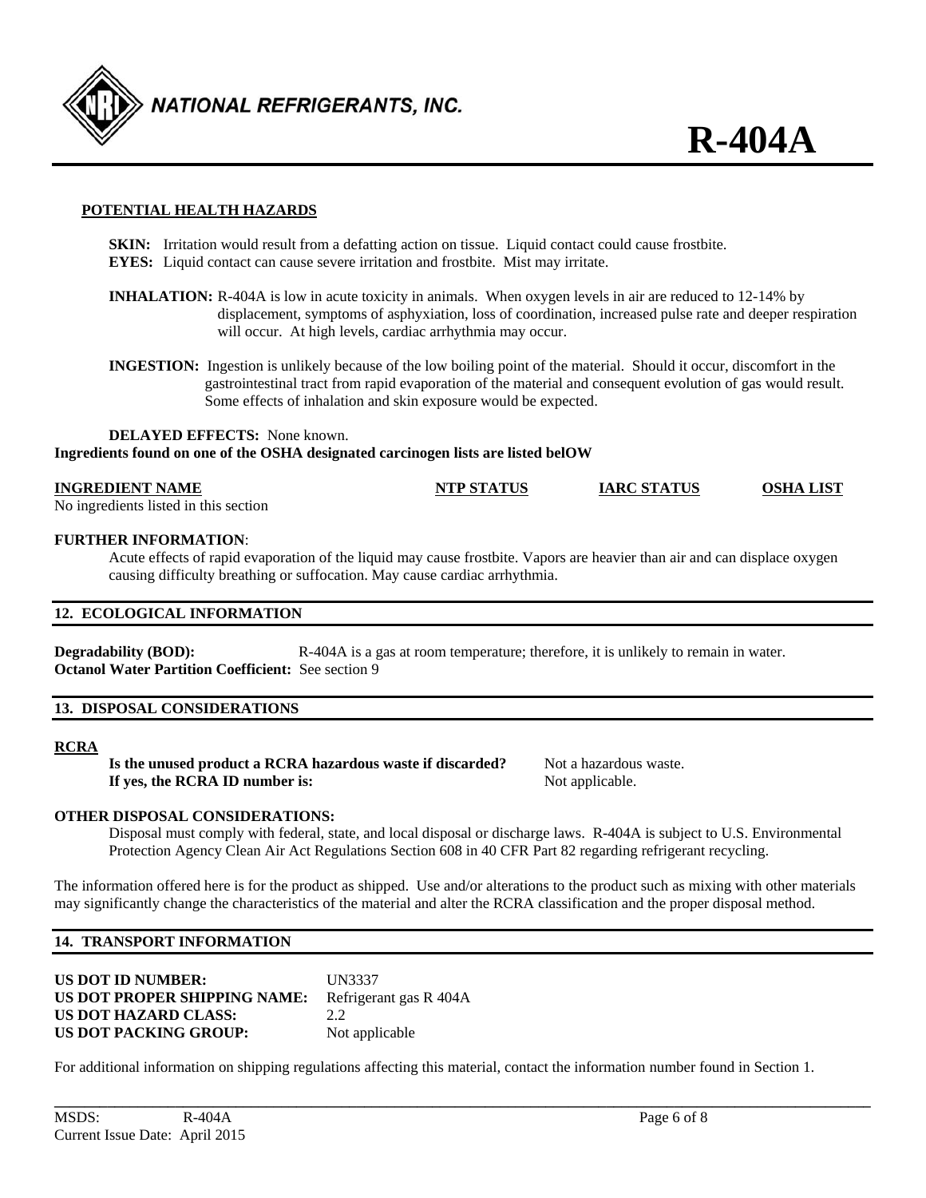**POTENTIAL HEALTH HAZARDS**

**SKIN:** Irritation would result from a defatting action on tissue. Liquid contact could cause frostbite.
**EYES:** Liquid contact can cause severe irritation and frostbite. Mist may irritate.

**INHALATION:** R-404A is low in acute toxicity in animals. When oxygen levels in air are reduced to 12-14% by displacement, symptoms of asphyxiation, loss of coordination, increased pulse rate and deeper respiration will occur. At high levels, cardiac arrhythmia may occur.

**INGESTION:** Ingestion is unlikely because of the low boiling point of the material. Should it occur, discomfort in the gastrointestinal tract from rapid evaporation of the material and consequent evolution of gas would result. Some effects of inhalation and skin exposure would be expected.

**DELAYED EFFECTS:** None known.

**Ingredients found on one of the OSHA designated carcinogen lists are listed belOW**

| INGREDIENT NAME | NTP STATUS | IARC STATUS | OSHA LIST |
|---|---|---|---|
| No ingredients listed in this section | | | |

**FURTHER INFORMATION**:
Acute effects of rapid evaporation of the liquid may cause frostbite. Vapors are heavier than air and can displace oxygen causing difficulty breathing or suffocation. May cause cardiac arrhythmia.

## 12. ECOLOGICAL INFORMATION

**Degradability (BOD):** R-404A is a gas at room temperature; therefore, it is unlikely to remain in water.
**Octanol Water Partition Coefficient:** See section 9

## 13. DISPOSAL CONSIDERATIONS

**RCRA**

**Is the unused product a RCRA hazardous waste if discarded?** Not a hazardous waste.
**If yes, the RCRA ID number is:** Not applicable.

**OTHER DISPOSAL CONSIDERATIONS:**
Disposal must comply with federal, state, and local disposal or discharge laws. R-404A is subject to U.S. Environmental Protection Agency Clean Air Act Regulations Section 608 in 40 CFR Part 82 regarding refrigerant recycling.

The information offered here is for the product as shipped. Use and/or alterations to the product such as mixing with other materials may significantly change the characteristics of the material and alter the RCRA classification and the proper disposal method.

## 14. TRANSPORT INFORMATION

**US DOT ID NUMBER:** UN3337
**US DOT PROPER SHIPPING NAME:** Refrigerant gas R 404A
**US DOT HAZARD CLASS:** 2.2
**US DOT PACKING GROUP:** Not applicable

For additional information on shipping regulations affecting this material, contact the information number found in Section 1.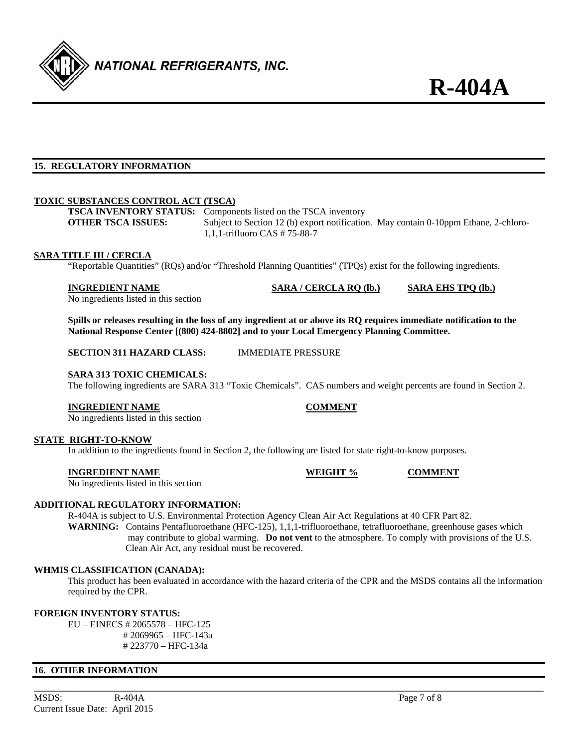## 15. REGULATORY INFORMATION

**TOXIC SUBSTANCES CONTROL ACT (TSCA)**

**TSCA INVENTORY STATUS:** Components listed on the TSCA inventory

**OTHER TSCA ISSUES:** Subject to Section 12 (b) export notification. May contain 0-10ppm Ethane, 2-chloro-1,1,1-trifluoro CAS # 75-88-7

**SARA TITLE III / CERCLA**

"Reportable Quantities" (RQs) and/or "Threshold Planning Quantities" (TPQs) exist for the following ingredients.

| INGREDIENT NAME | SARA / CERCLA RQ (lb.) | SARA EHS TPQ (lb.) |
|---|---|---|
| No ingredients listed in this section | | |

**Spills or releases resulting in the loss of any ingredient at or above its RQ requires immediate notification to the National Response Center [(800) 424-8802] and to your Local Emergency Planning Committee.**

**SECTION 311 HAZARD CLASS:** IMMEDIATE PRESSURE

**SARA 313 TOXIC CHEMICALS:**

The following ingredients are SARA 313 "Toxic Chemicals". CAS numbers and weight percents are found in Section 2.

| INGREDIENT NAME | COMMENT |
|---|---|
| No ingredients listed in this section | |

**STATE RIGHT-TO-KNOW**

In addition to the ingredients found in Section 2, the following are listed for state right-to-know purposes.

| INGREDIENT NAME | WEIGHT % | COMMENT |
|---|---|---|
| No ingredients listed in this section | | |

**ADDITIONAL REGULATORY INFORMATION:**

R-404A is subject to U.S. Environmental Protection Agency Clean Air Act Regulations at 40 CFR Part 82.

**WARNING:** Contains Pentafluoroethane (HFC-125), 1,1,1-trifluoroethane, tetrafluoroethane, greenhouse gases which may contribute to global warming. **Do not vent** to the atmosphere. To comply with provisions of the U.S. Clean Air Act, any residual must be recovered.

**WHMIS CLASSIFICATION (CANADA):**

This product has been evaluated in accordance with the hazard criteria of the CPR and the MSDS contains all the information required by the CPR.

**FOREIGN INVENTORY STATUS:**

EU – EINECS # 2065578 – HFC-125
# 2069965 – HFC-143a
# 223770 – HFC-134a

## 16. OTHER INFORMATION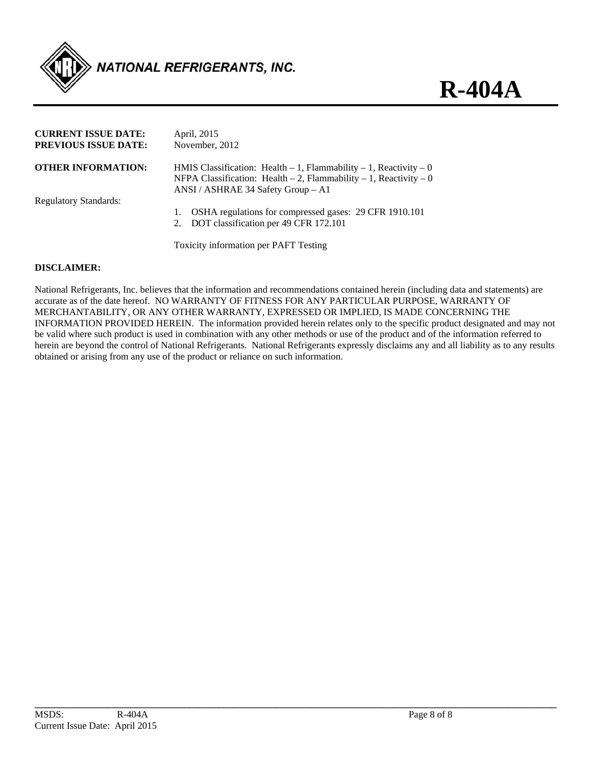**CURRENT ISSUE DATE:** April, 2015
**PREVIOUS ISSUE DATE:** November, 2012

**OTHER INFORMATION:** HMIS Classification: Health – 1, Flammability – 1, Reactivity – 0
NFPA Classification: Health – 2, Flammability – 1, Reactivity – 0
ANSI / ASHRAE 34 Safety Group – A1

Regulatory Standards:

1. OSHA regulations for compressed gases: 29 CFR 1910.101
2. DOT classification per 49 CFR 172.101

Toxicity information per PAFT Testing

**DISCLAIMER:**

National Refrigerants, Inc. believes that the information and recommendations contained herein (including data and statements) are accurate as of the date hereof. NO WARRANTY OF FITNESS FOR ANY PARTICULAR PURPOSE, WARRANTY OF MERCHANTABILITY, OR ANY OTHER WARRANTY, EXPRESSED OR IMPLIED, IS MADE CONCERNING THE INFORMATION PROVIDED HEREIN. The information provided herein relates only to the specific product designated and may not be valid where such product is used in combination with any other methods or use of the product and of the information referred to herein are beyond the control of National Refrigerants. National Refrigerants expressly disclaims any and all liability as to any results obtained or arising from any use of the product or reliance on such information.